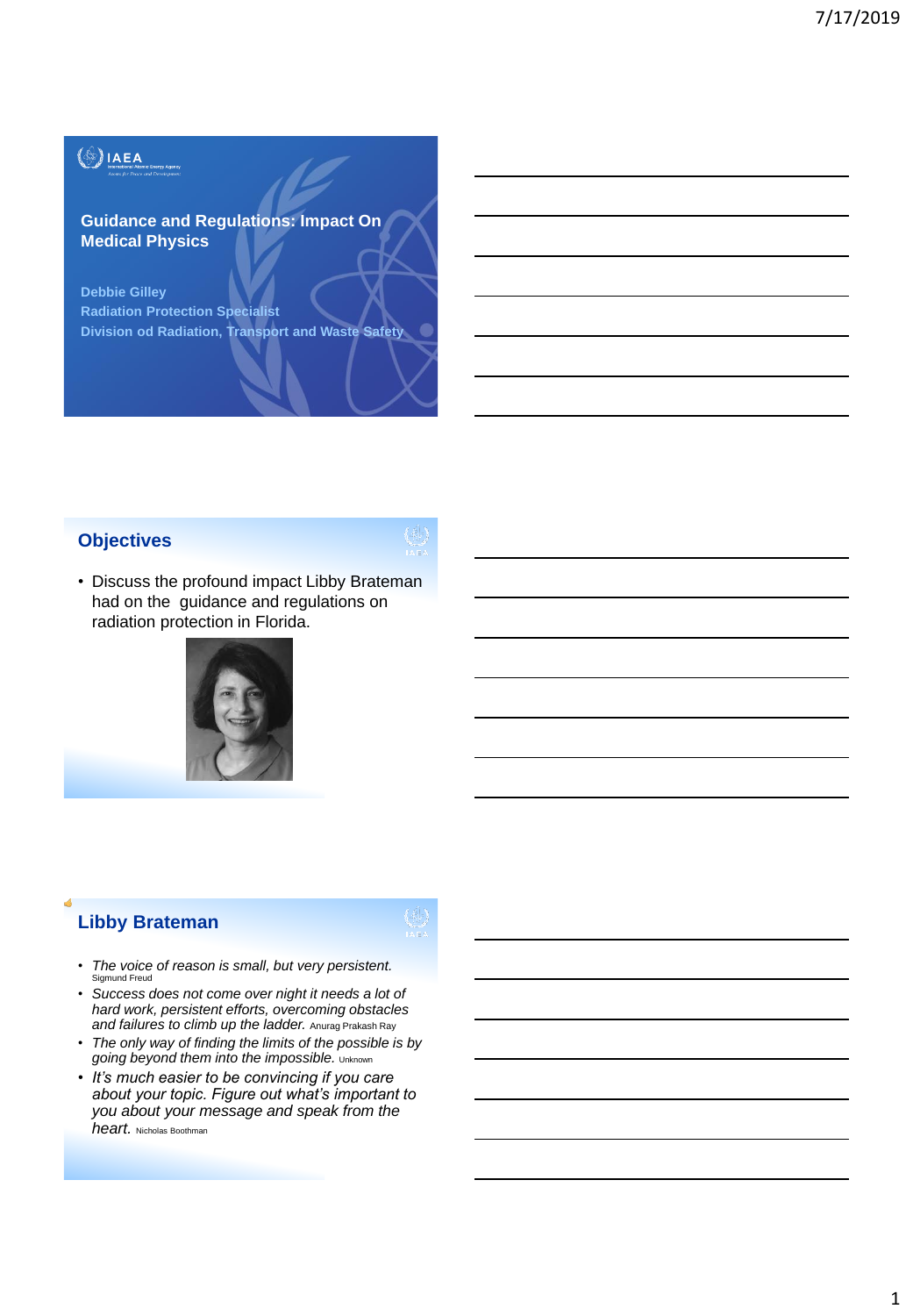## Guidance and Regulations: Impact On Medical Physics

**Debbie Gilley**
**Radiation Protection Specialist**
**Division od Radiation, Transport and Waste Safety**

## Objectives

- Discuss the profound impact Libby Brateman had on the guidance and regulations on radiation protection in Florida.

## Libby Brateman

- *The voice of reason is small, but very persistent.* Sigmund Freud
- *Success does not come over night it needs a lot of hard work, persistent efforts, overcoming obstacles and failures to climb up the ladder.* Anurag Prakash Ray
- *The only way of finding the limits of the possible is by going beyond them into the impossible.* Unknown
- *It's much easier to be convincing if you care about your topic. Figure out what's important to you about your message and speak from the heart.* Nicholas Boothman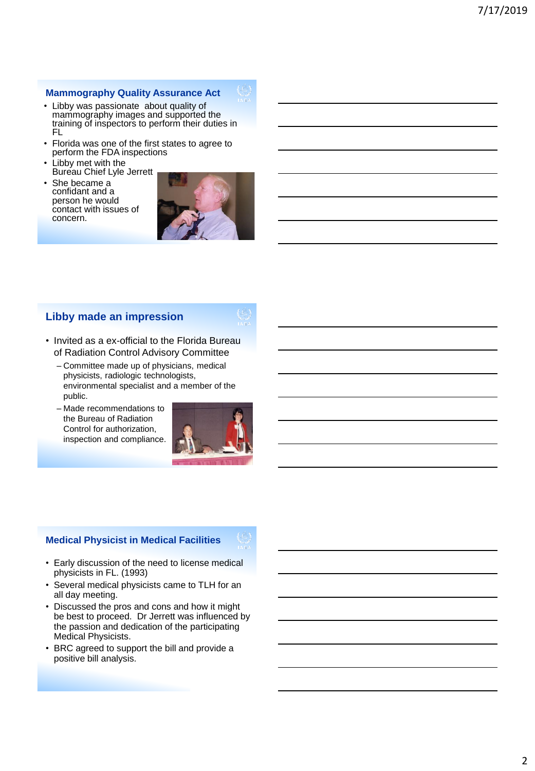## Mammography Quality Assurance Act

- Libby was passionate about quality of mammography images and supported the training of inspectors to perform their duties in FL
- Florida was one of the first states to agree to perform the FDA inspections
- Libby met with the Bureau Chief Lyle Jerrett
- She became a confidant and a person he would contact with issues of concern.

## Libby made an impression

- Invited as a ex-official to the Florida Bureau of Radiation Control Advisory Committee
  - Committee made up of physicians, medical physicists, radiologic technologists, environmental specialist and a member of the public.
  - Made recommendations to the Bureau of Radiation Control for authorization, inspection and compliance.

## Medical Physicist in Medical Facilities

- Early discussion of the need to license medical physicists in FL. (1993)
- Several medical physicists came to TLH for an all day meeting.
- Discussed the pros and cons and how it might be best to proceed. Dr Jerrett was influenced by the passion and dedication of the participating Medical Physicists.
- BRC agreed to support the bill and provide a positive bill analysis.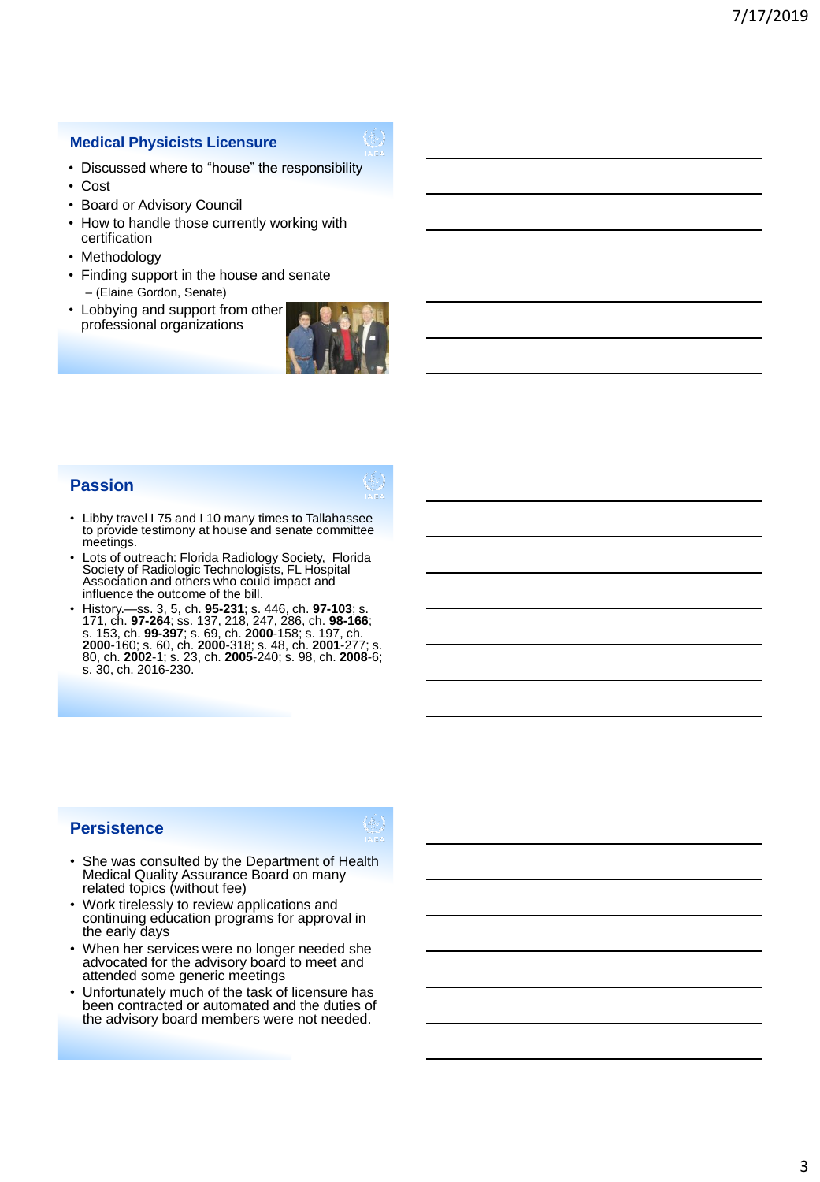## Medical Physicists Licensure

- Discussed where to "house" the responsibility
- Cost
- Board or Advisory Council
- How to handle those currently working with certification
- Methodology
- Finding support in the house and senate
  - (Elaine Gordon, Senate)
- Lobbying and support from other professional organizations

## Passion

- Libby travel I 75 and I 10 many times to Tallahassee to provide testimony at house and senate committee meetings.
- Lots of outreach: Florida Radiology Society, Florida Society of Radiologic Technologists, FL Hospital Association and others who could impact and influence the outcome of the bill.
- History.—ss. 3, 5, ch. **95-231**; s. 446, ch. **97-103**; s. 171, ch. **97-264**; ss. 137, 218, 247, 286, ch. **98-166**; s. 153, ch. **99-397**; s. 69, ch. **2000**-158; s. 197, ch. **2000**-160; s. 60, ch. **2000**-318; s. 48, ch. **2001**-277; s. 80, ch. **2002**-1; s. 23, ch. **2005**-240; s. 98, ch. **2008**-6; s. 30, ch. 2016-230.

## Persistence

- She was consulted by the Department of Health Medical Quality Assurance Board on many related topics (without fee)
- Work tirelessly to review applications and continuing education programs for approval in the early days
- When her services were no longer needed she advocated for the advisory board to meet and attended some generic meetings
- Unfortunately much of the task of licensure has been contracted or automated and the duties of the advisory board members were not needed.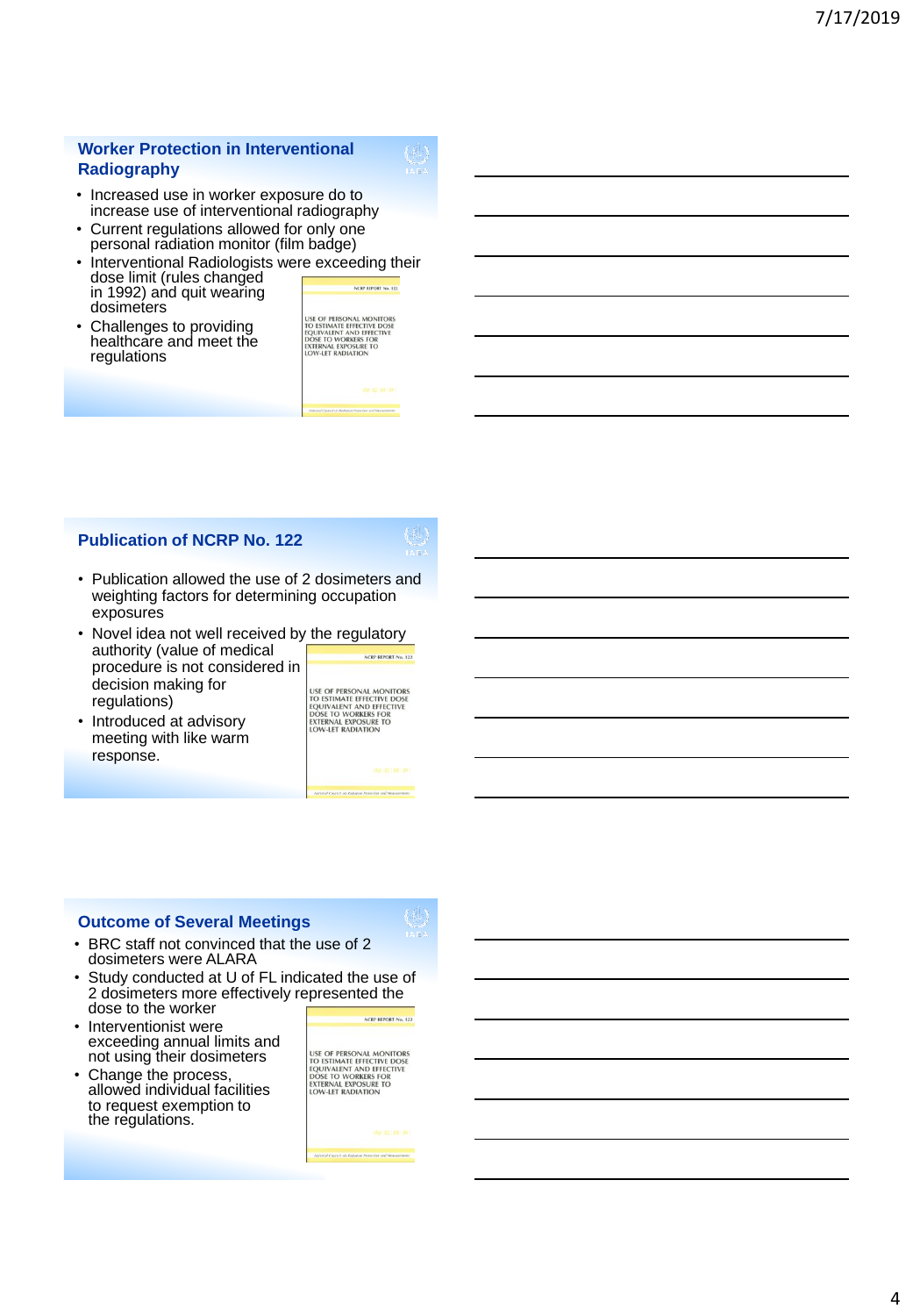## Worker Protection in Interventional Radiography

- Increased use in worker exposure do to increase use of interventional radiography
- Current regulations allowed for only one personal radiation monitor (film badge)
- Interventional Radiologists were exceeding their dose limit (rules changed in 1992) and quit wearing dosimeters
- Challenges to providing healthcare and meet the regulations

NCRP REPORT No. 122

USE OF PERSONAL MONITORS TO ESTIMATE EFFECTIVE DOSE EQUIVALENT AND EFFECTIVE DOSE TO WORKERS FOR EXTERNAL EXPOSURE TO LOW-LET RADIATION

## Publication of NCRP No. 122

- Publication allowed the use of 2 dosimeters and weighting factors for determining occupation exposures
- Novel idea not well received by the regulatory authority (value of medical procedure is not considered in decision making for regulations)
- Introduced at advisory meeting with like warm response.

NCRP REPORT No. 122

USE OF PERSONAL MONITORS TO ESTIMATE EFFECTIVE DOSE EQUIVALENT AND EFFECTIVE DOSE TO WORKERS FOR EXTERNAL EXPOSURE TO LOW-LET RADIATION

## Outcome of Several Meetings

- BRC staff not convinced that the use of 2 dosimeters were ALARA
- Study conducted at U of FL indicated the use of 2 dosimeters more effectively represented the dose to the worker
- Interventionist were exceeding annual limits and not using their dosimeters
- Change the process, allowed individual facilities to request exemption to the regulations.

NCRP REPORT No. 122

USE OF PERSONAL MONITORS TO ESTIMATE EFFECTIVE DOSE EQUIVALENT AND EFFECTIVE DOSE TO WORKERS FOR EXTERNAL EXPOSURE TO LOW-LET RADIATION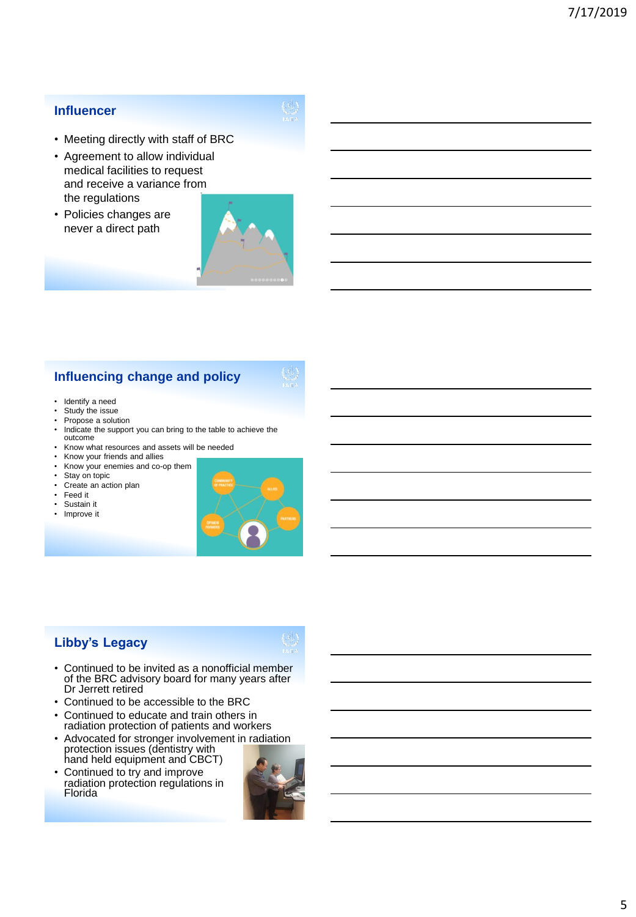## Influencer

- Meeting directly with staff of BRC
- Agreement to allow individual medical facilities to request and receive a variance from the regulations
- Policies changes are never a direct path

## Influencing change and policy

- Identify a need
- Study the issue
- Propose a solution
- Indicate the support you can bring to the table to achieve the outcome
- Know what resources and assets will be needed
- Know your friends and allies
- Know your enemies and co-op them
- Stay on topic
- Create an action plan
- Feed it
- Sustain it
- Improve it

## Libby's Legacy

- Continued to be invited as a nonofficial member of the BRC advisory board for many years after Dr Jerrett retired
- Continued to be accessible to the BRC
- Continued to educate and train others in radiation protection of patients and workers
- Advocated for stronger involvement in radiation protection issues (dentistry with hand held equipment and CBCT)
- Continued to try and improve radiation protection regulations in Florida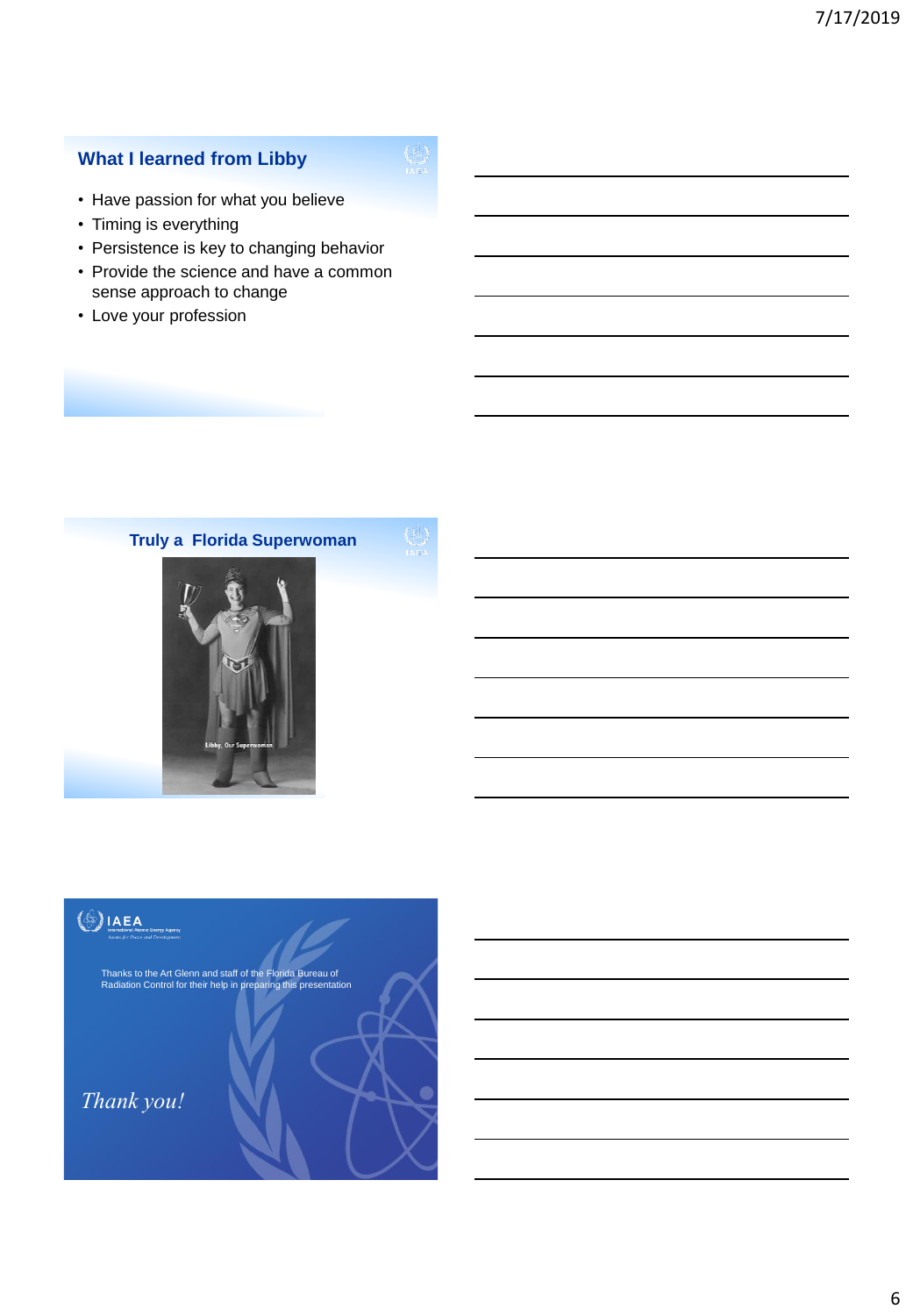## What I learned from Libby

- Have passion for what you believe
- Timing is everything
- Persistence is key to changing behavior
- Provide the science and have a common sense approach to change
- Love your profession

## Truly a Florida Superwoman

Libby, Our Superwoman

IAEA

International Atomic Energy Agency

Atoms for Peace and Development

Thanks to the Art Glenn and staff of the Florida Bureau of Radiation Control for their help in preparing this presentation

*Thank you!*